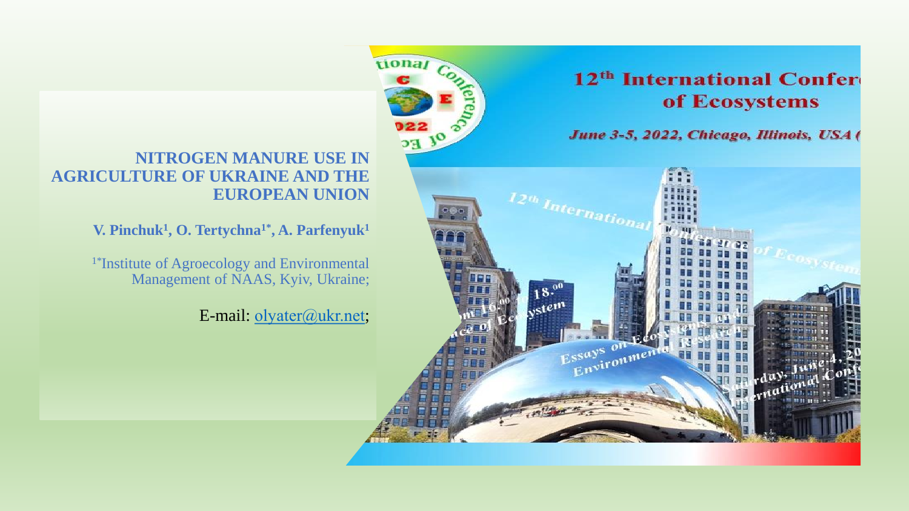# NITROGEN MANURE USE IN AGRICULTURE OF UKRAINE AND THE EUROPEAN UNION

**V. Pinchuk[1], O. Tertychna[1*], A. Parfenyuk[1]**

[1*]Institute of Agroecology and Environmental Management of NAAS, Kyiv, Ukraine;

E-mail: olyater@ukr.net;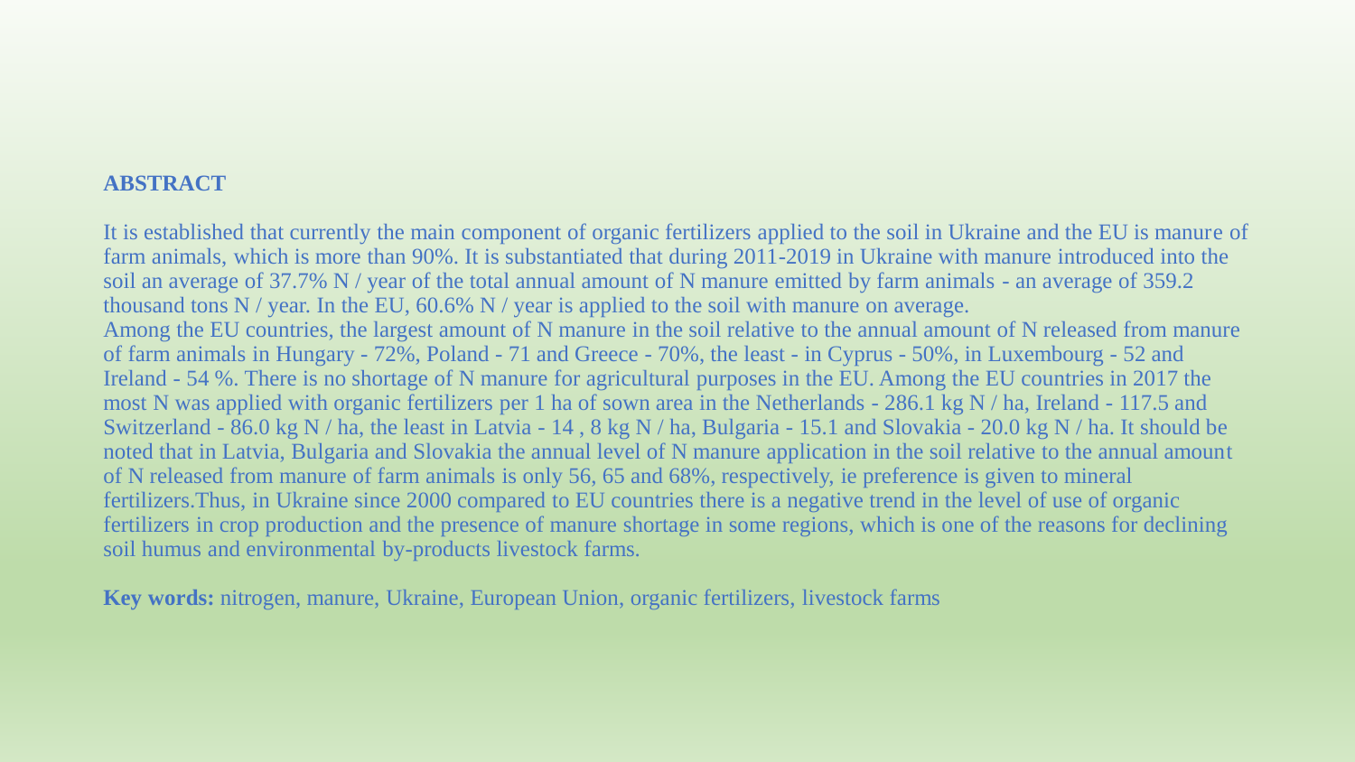**ABSTRACT**

It is established that currently the main component of organic fertilizers applied to the soil in Ukraine and the EU is manure of farm animals, which is more than 90%. It is substantiated that during 2011-2019 in Ukraine with manure introduced into the soil an average of 37.7% N / year of the total annual amount of N manure emitted by farm animals - an average of 359.2 thousand tons N / year. In the EU, 60.6% N / year is applied to the soil with manure on average.
Among the EU countries, the largest amount of N manure in the soil relative to the annual amount of N released from manure of farm animals in Hungary - 72%, Poland - 71 and Greece - 70%, the least - in Cyprus - 50%, in Luxembourg - 52 and Ireland - 54 %. There is no shortage of N manure for agricultural purposes in the EU. Among the EU countries in 2017 the most N was applied with organic fertilizers per 1 ha of sown area in the Netherlands - 286.1 kg N / ha, Ireland - 117.5 and Switzerland - 86.0 kg N / ha, the least in Latvia - 14 , 8 kg N / ha, Bulgaria - 15.1 and Slovakia - 20.0 kg N / ha. It should be noted that in Latvia, Bulgaria and Slovakia the annual level of N manure application in the soil relative to the annual amount of N released from manure of farm animals is only 56, 65 and 68%, respectively, ie preference is given to mineral fertilizers.Thus, in Ukraine since 2000 compared to EU countries there is a negative trend in the level of use of organic fertilizers in crop production and the presence of manure shortage in some regions, which is one of the reasons for declining soil humus and environmental by-products livestock farms.

**Key words:** nitrogen, manure, Ukraine, European Union, organic fertilizers, livestock farms